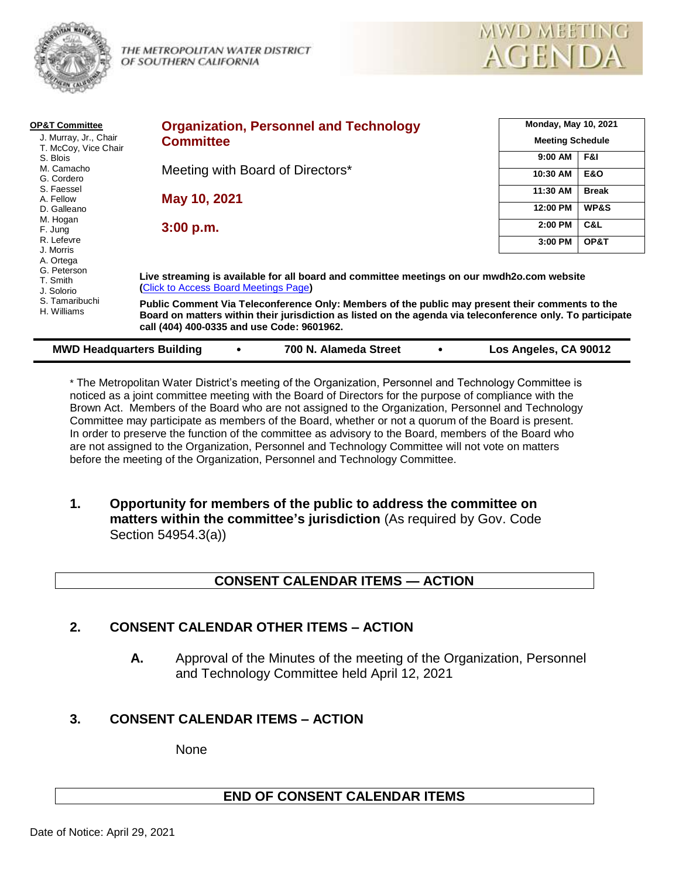THE METROPOLITAN WATER DISTRICT OF SOUTHERN CALIFORNIA

# MWD MEETING AGENDA

**OP&T Committee**

- J. Murray, Jr., Chair
- T. McCoy, Vice Chair
- S. Blois
- M. Camacho
- G. Cordero
- S. Faessel
- A. Fellow
- D. Galleano
- M. Hogan
- F. Jung
- R. Lefevre
- J. Morris
- A. Ortega
- G. Peterson
- T. Smith
- J. Solorio
- S. Tamaribuchi
- H. Williams

## Organization, Personnel and Technology Committee

Meeting with Board of Directors*

**May 10, 2021**

**3:00 p.m.**

| Monday, May 10, 2021 | |
|---|---|
| Meeting Schedule | |
| 9:00 AM | F&I |
| 10:30 AM | E&O |
| 11:30 AM | Break |
| 12:00 PM | WP&S |
| 2:00 PM | C&L |
| 3:00 PM | OP&T |

**Live streaming is available for all board and committee meetings on our mwdh2o.com website (Click to Access Board Meetings Page)**

**Public Comment Via Teleconference Only: Members of the public may present their comments to the Board on matters within their jurisdiction as listed on the agenda via teleconference only. To participate call (404) 400-0335 and use Code: 9601962.**

**MWD Headquarters Building • 700 N. Alameda Street • Los Angeles, CA 90012**

\* The Metropolitan Water District's meeting of the Organization, Personnel and Technology Committee is noticed as a joint committee meeting with the Board of Directors for the purpose of compliance with the Brown Act. Members of the Board who are not assigned to the Organization, Personnel and Technology Committee may participate as members of the Board, whether or not a quorum of the Board is present. In order to preserve the function of the committee as advisory to the Board, members of the Board who are not assigned to the Organization, Personnel and Technology Committee will not vote on matters before the meeting of the Organization, Personnel and Technology Committee.

**1. Opportunity for members of the public to address the committee on matters within the committee's jurisdiction** (As required by Gov. Code Section 54954.3(a))

### CONSENT CALENDAR ITEMS — ACTION

### 2. CONSENT CALENDAR OTHER ITEMS – ACTION

**A.** Approval of the Minutes of the meeting of the Organization, Personnel and Technology Committee held April 12, 2021

### 3. CONSENT CALENDAR ITEMS – ACTION

None

### END OF CONSENT CALENDAR ITEMS

Date of Notice: April 29, 2021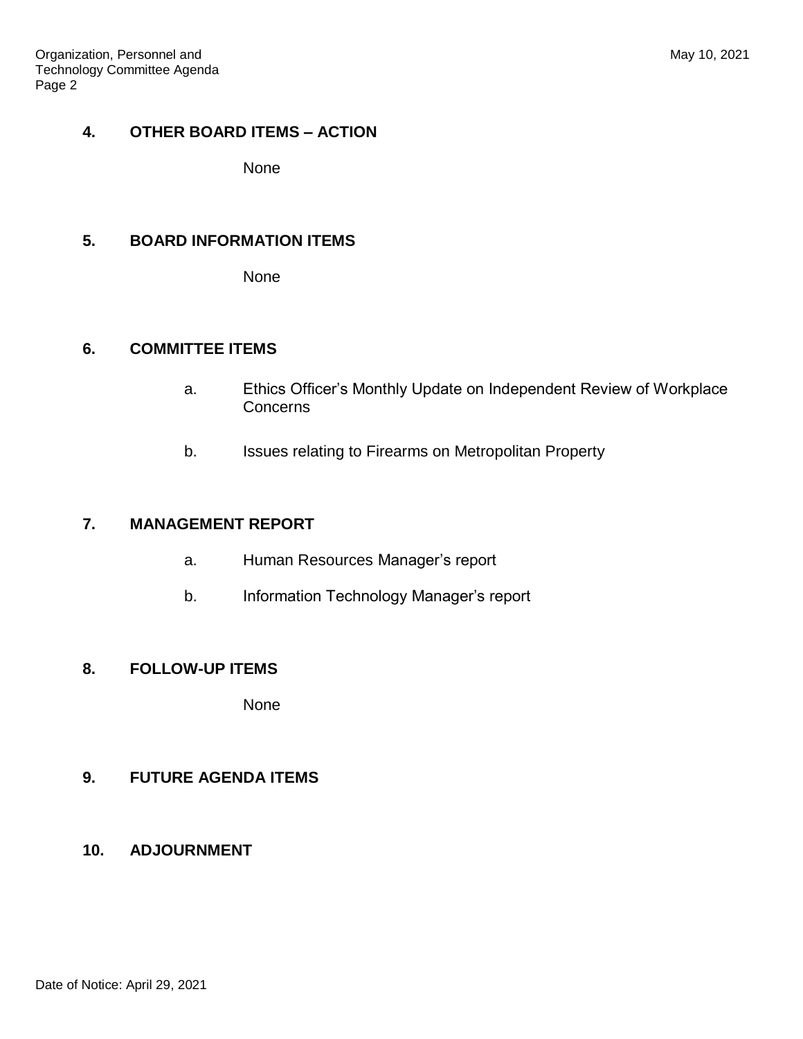**4. OTHER BOARD ITEMS – ACTION**

None

**5. BOARD INFORMATION ITEMS**

None

**6. COMMITTEE ITEMS**

a. Ethics Officer's Monthly Update on Independent Review of Workplace Concerns

b. Issues relating to Firearms on Metropolitan Property

**7. MANAGEMENT REPORT**

a. Human Resources Manager's report

b. Information Technology Manager's report

**8. FOLLOW-UP ITEMS**

None

**9. FUTURE AGENDA ITEMS**

**10. ADJOURNMENT**

Date of Notice: April 29, 2021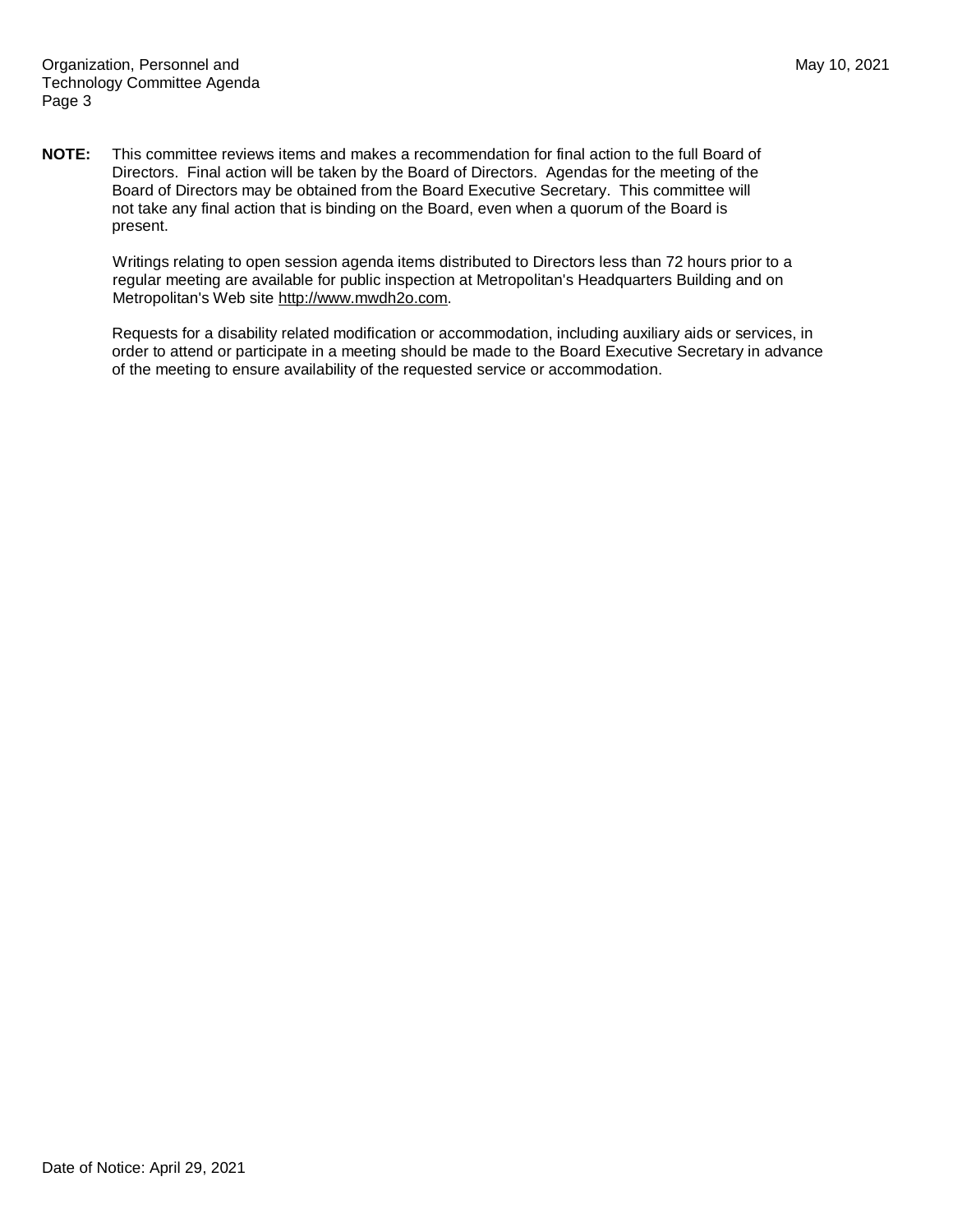**NOTE:** This committee reviews items and makes a recommendation for final action to the full Board of Directors. Final action will be taken by the Board of Directors. Agendas for the meeting of the Board of Directors may be obtained from the Board Executive Secretary. This committee will not take any final action that is binding on the Board, even when a quorum of the Board is present.

Writings relating to open session agenda items distributed to Directors less than 72 hours prior to a regular meeting are available for public inspection at Metropolitan's Headquarters Building and on Metropolitan's Web site http://www.mwdh2o.com.

Requests for a disability related modification or accommodation, including auxiliary aids or services, in order to attend or participate in a meeting should be made to the Board Executive Secretary in advance of the meeting to ensure availability of the requested service or accommodation.

Date of Notice: April 29, 2021